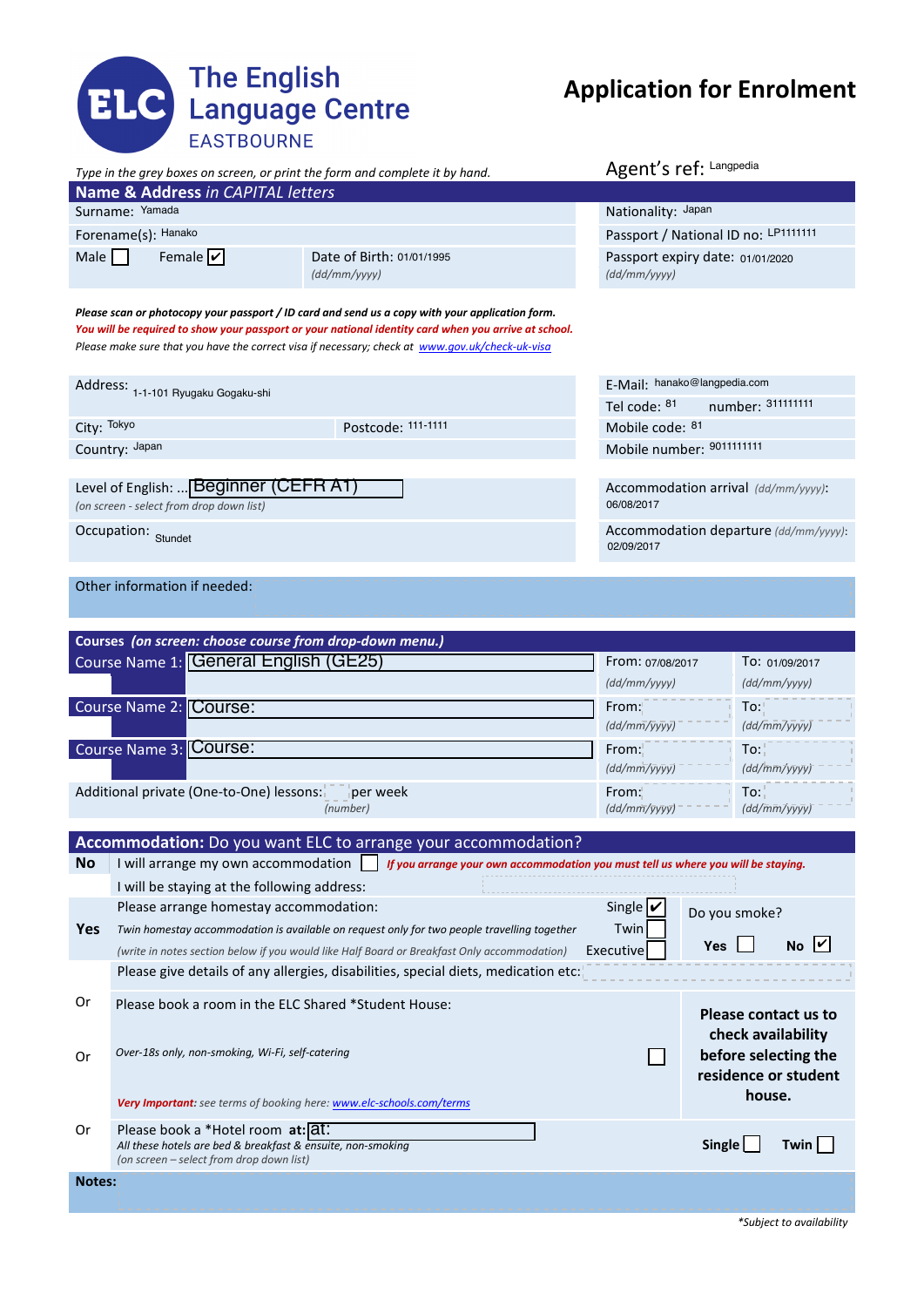# The English Language Centre EASTBOURNE

# Application for Enrolment

*Type in the grey boxes on screen, or print the form and complete it by hand.*

Agent's ref: Langpedia

## Name & Address *in CAPITAL letters*

| | |
|---|---|
| Surname: Yamada | Nationality: Japan |
| Forename(s): Hanako | Passport / National ID no: LP1111111 |
| Male ☐ Female ☑ Date of Birth: 01/01/1995 *(dd/mm/yyyy)* | Passport expiry date: 01/01/2020 *(dd/mm/yyyy)* |

***Please scan or photocopy your passport / ID card and send us a copy with your application form.***

***You will be required to show your passport or your national identity card when you arrive at school.***

*Please make sure that you have the correct visa if necessary; check at www.gov.uk/check-uk-visa*

| | |
|---|---|
| Address: 1-1-101 Ryugaku Gogaku-shi | E-Mail: hanako@langpedia.com |
| | Tel code: 81 number: 311111111 |
| City: Tokyo Postcode: 111-1111 | Mobile code: 81 |
| Country: Japan | Mobile number: 9011111111 |

| | |
|---|---|
| Level of English: ... Beginner (CEFR A1) *(on screen - select from drop down list)* | Accommodation arrival *(dd/mm/yyyy)*: 06/08/2017 |
| Occupation: Stundet | Accommodation departure *(dd/mm/yyyy)*: 02/09/2017 |

Other information if needed:

## Courses *(on screen: choose course from drop-down menu.)*

| Course | From | To |
|---|---|---|
| Course Name 1: General English (GE25) | From: 07/08/2017 *(dd/mm/yyyy)* | To: 01/09/2017 *(dd/mm/yyyy)* |
| Course Name 2: Course: | From: *(dd/mm/yyyy)* | To: *(dd/mm/yyyy)* |
| Course Name 3: Course: | From: *(dd/mm/yyyy)* | To: *(dd/mm/yyyy)* |
| Additional private (One-to-One) lessons: per week *(number)* | From: *(dd/mm/yyyy)* | To: *(dd/mm/yyyy)* |

## Accommodation: Do you want ELC to arrange your accommodation?

**No** I will arrange my own accommodation ☐ ***If you arrange your own accommodation you must tell us where you will be staying.***

I will be staying at the following address:

**Yes** Please arrange homestay accommodation: Single ☑ Twin ☐ Executive ☐

*Twin homestay accommodation is available on request only for two people travelling together*

*(write in notes section below if you would like Half Board or Breakfast Only accommodation)*

Do you smoke? **Yes** ☐ **No** ☑

Please give details of any allergies, disabilities, special diets, medication etc:

Or Please book a room in the ELC Shared *Student House:

Or *Over-18s only, non-smoking, Wi-Fi, self-catering* ☐

***Very Important:*** *see terms of booking here: www.elc-schools.com/terms*

**Please contact us to check availability before selecting the residence or student house.**

Or Please book a *Hotel room **at:** at:

*All these hotels are bed & breakfast & ensuite, non-smoking*

*(on screen – select from drop down list)*

**Single** ☐ **Twin** ☐

**Notes:**

*\*Subject to availability*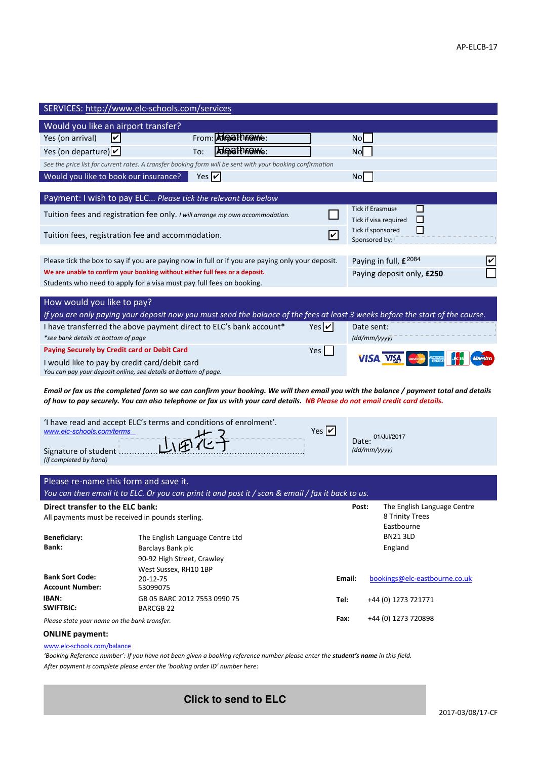AP-ELCB-17

## SERVICES: http://www.elc-schools.com/services

## Would you like an airport transfer?

| | | | |
|---|---|---|---|
| Yes (on arrival) ☑ | From: Heathrow | | No ☐ |
| Yes (on departure) ☑ | To: Heathrow | | No ☐ |

*See the price list for current rates. A transfer booking form will be sent with your booking confirmation*

**Would you like to book our insurance?** Yes ☑ No ☐

## Payment: I wish to pay ELC... *Please tick the relevant box below*

| | | |
|---|---|---|
| Tuition fees and registration fee only. *I will arrange my own accommodation.* | ☐ | Tick if Erasmus+ ☐ |
| | | Tick if visa required ☐ |
| Tuition fees, registration fee and accommodation. | ☑ | Tick if sponsored ☐ |
| | | Sponsored by: |

Please tick the box to say if you are paying now in full or if you are paying only your deposit.
**We are unable to confirm your booking without either full fees or a deposit.**
Students who need to apply for a visa must pay full fees on booking.

| | |
|---|---|
| Paying in full, £ 2084 | ☑ |
| Paying deposit only, **£250** | ☐ |

## How would you like to pay?

*If you are only paying your deposit now you must send the balance of the fees at least 3 weeks before the start of the course.*

I have transferred the above payment direct to ELC's bank account* Yes ☑
*\*see bank details at bottom of page*

Date sent:
*(dd/mm/yyyy)*

**Paying Securely by Credit card or Debit Card** Yes ☐
I would like to pay by credit card/debit card
*You can pay your deposit online, see details at bottom of page.*

VISA | VISA | MasterCard | American Express | JCB | Maestro

***Email or fax us the completed form so we can confirm your booking. We will then email you with the balance / payment total and details of how to pay securely. You can also telephone or fax us with your card details.*** ***NB Please do not email credit card details.***

'I have read and accept ELC's terms and conditions of enrolment'. Yes ☑
www.elc-schools.com/terms

Signature of student 山田花子
*(if completed by hand)*

Date: 01/Jul/2017
*(dd/mm/yyyy)*

## Please re-name this form and save it.

*You can then email it to ELC. Or you can print it and post it / scan & email / fax it back to us.*

**Direct transfer to the ELC bank:**
All payments must be received in pounds sterling.

| | |
|---|---|
| **Beneficiary:** | The English Language Centre Ltd |
| **Bank:** | Barclays Bank plc<br>90-92 High Street, Crawley<br>West Sussex, RH10 1BP |
| **Bank Sort Code:** | 20-12-75 |
| **Account Number:** | 53099075 |
| **IBAN:** | GB 05 BARC 2012 7553 0990 75 |
| **SWIFTBIC:** | BARCGB 22 |

*Please state your name on the bank transfer.*

**Post:** The English Language Centre
8 Trinity Trees
Eastbourne
BN21 3LD
England

**Email:** bookings@elc-eastbourne.co.uk

**Tel:** +44 (0) 1273 721771

**Fax:** +44 (0) 1273 720898

**ONLINE payment:**

www.elc-schools.com/balance

*'Booking Reference number': If you have not been given a booking reference number please enter the **student's name** in this field.*
*After payment is complete please enter the 'booking order ID' number here:*

**Click to send to ELC**

2017-03/08/17-CF